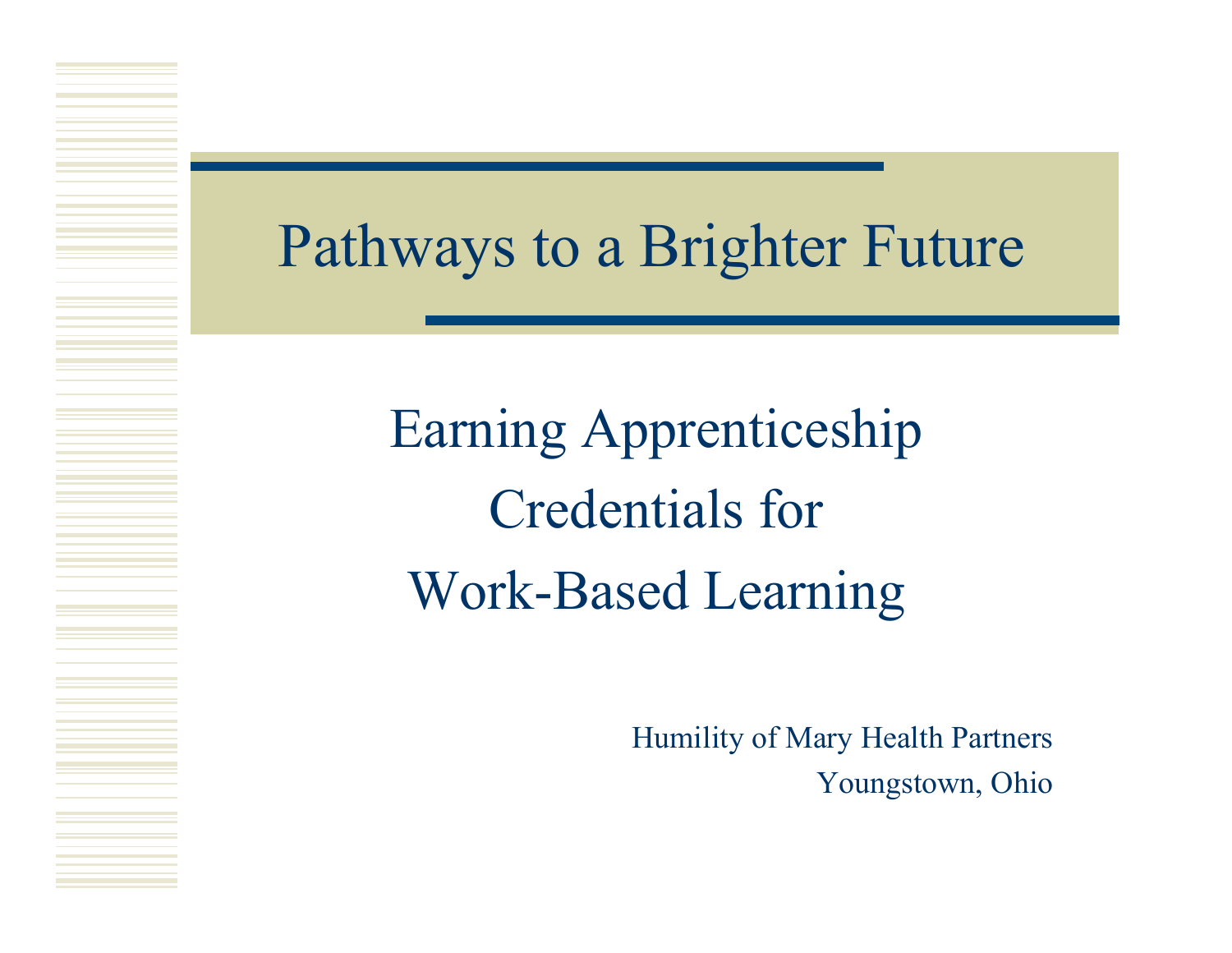# Pathways to a Brighter Future

## Earning Apprenticeship Credentials for Work-Based Learning

Humility of Mary Health Partners

Youngstown, Ohio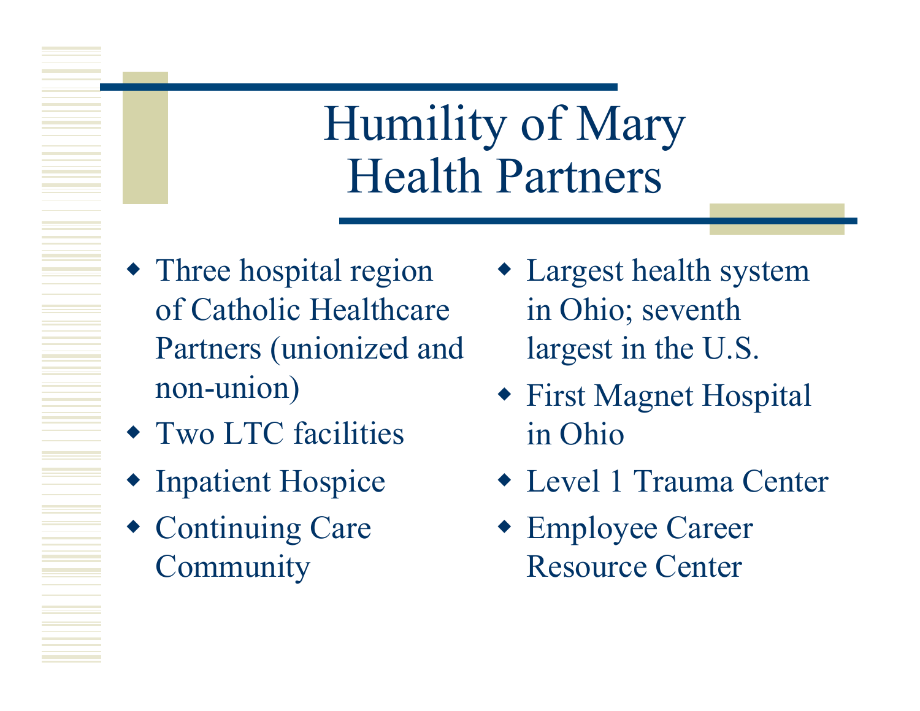# Humility of Mary Health Partners

- Three hospital region of Catholic Healthcare Partners (unionized and non-union)
- Two LTC facilities
- Inpatient Hospice
- Continuing Care Community
- Largest health system in Ohio; seventh largest in the U.S.
- First Magnet Hospital in Ohio
- Level 1 Trauma Center
- Employee Career Resource Center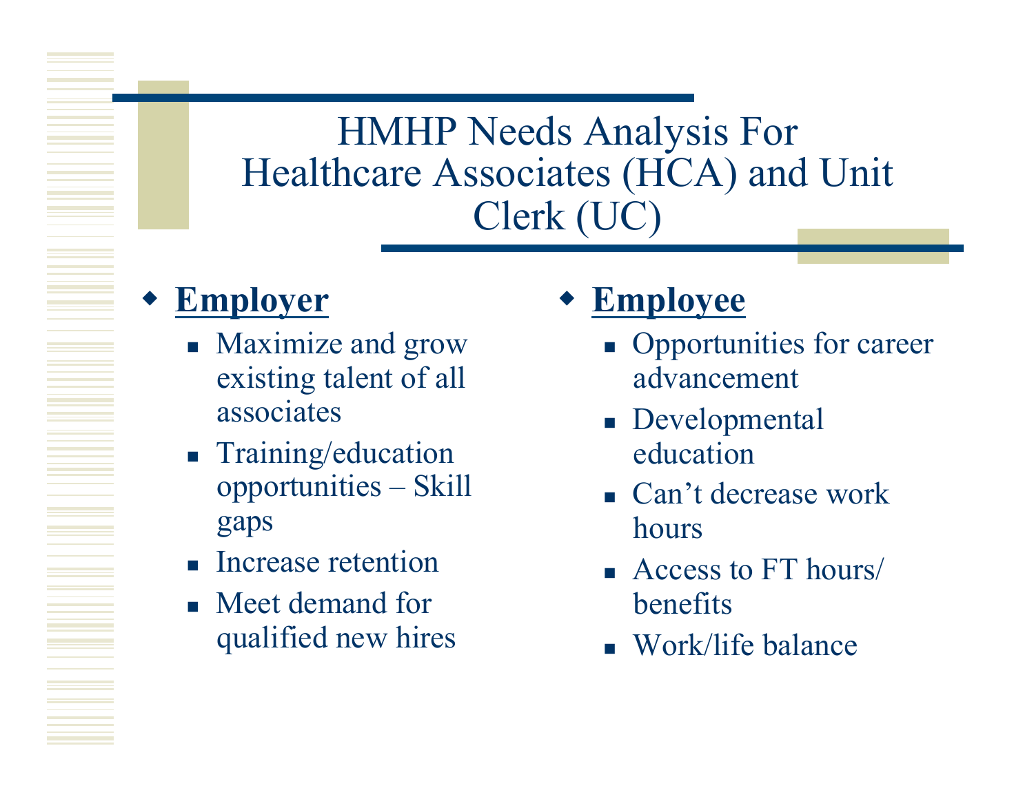# HMHP Needs Analysis For Healthcare Associates (HCA) and Unit Clerk (UC)

- **Employer**
  - Maximize and grow existing talent of all associates
  - Training/education opportunities – Skill gaps
  - Increase retention
  - Meet demand for qualified new hires

- **Employee**
  - Opportunities for career advancement
  - Developmental education
  - Can't decrease work hours
  - Access to FT hours/ benefits
  - Work/life balance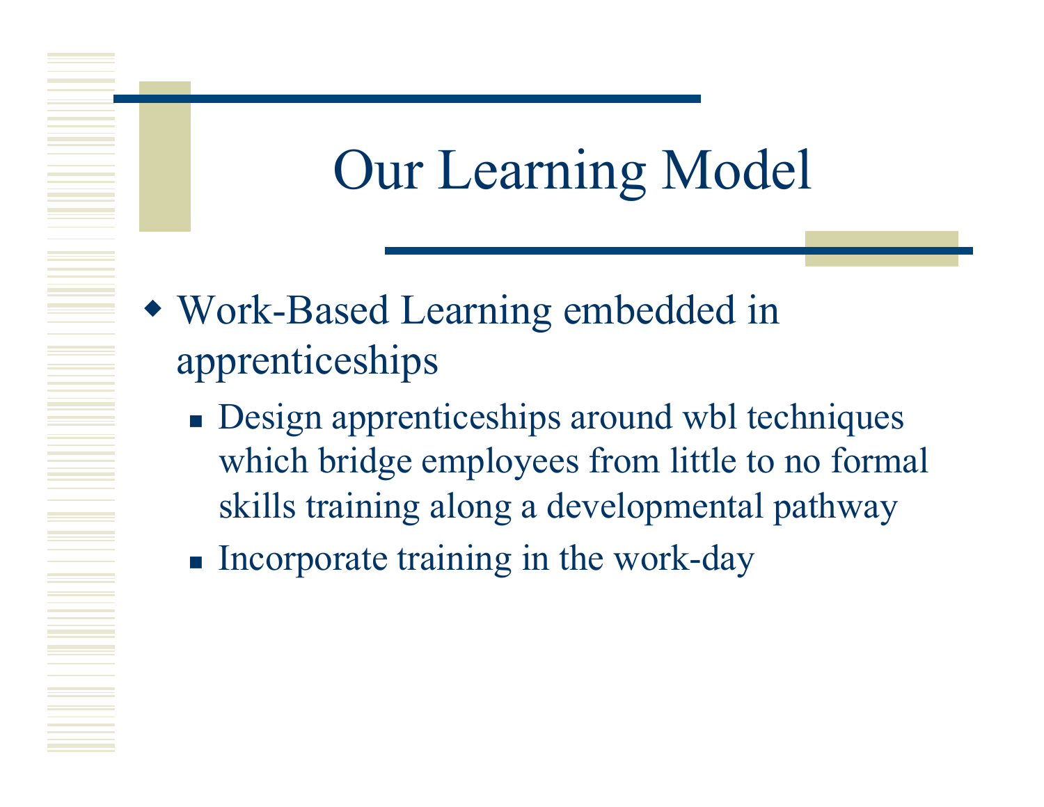# Our Learning Model

- Work-Based Learning embedded in apprenticeships
  - Design apprenticeships around wbl techniques which bridge employees from little to no formal skills training along a developmental pathway
  - Incorporate training in the work-day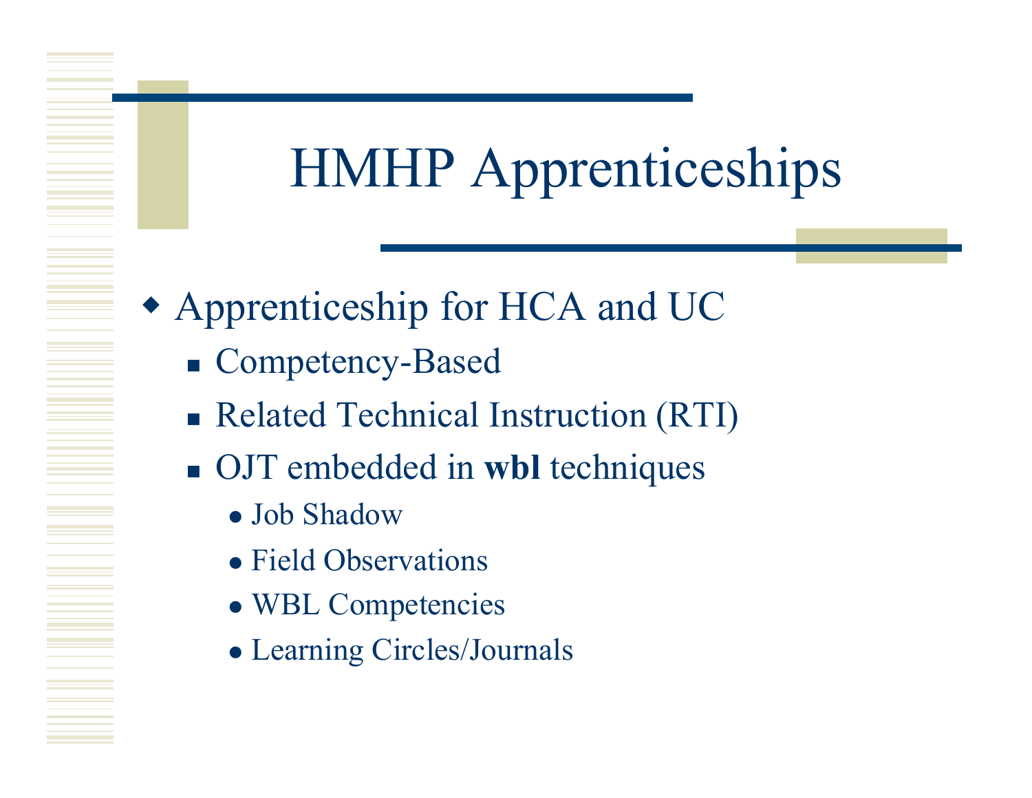# HMHP Apprenticeships

- Apprenticeship for HCA and UC
  - Competency-Based
  - Related Technical Instruction (RTI)
  - OJT embedded in **wbl** techniques
    - Job Shadow
    - Field Observations
    - WBL Competencies
    - Learning Circles/Journals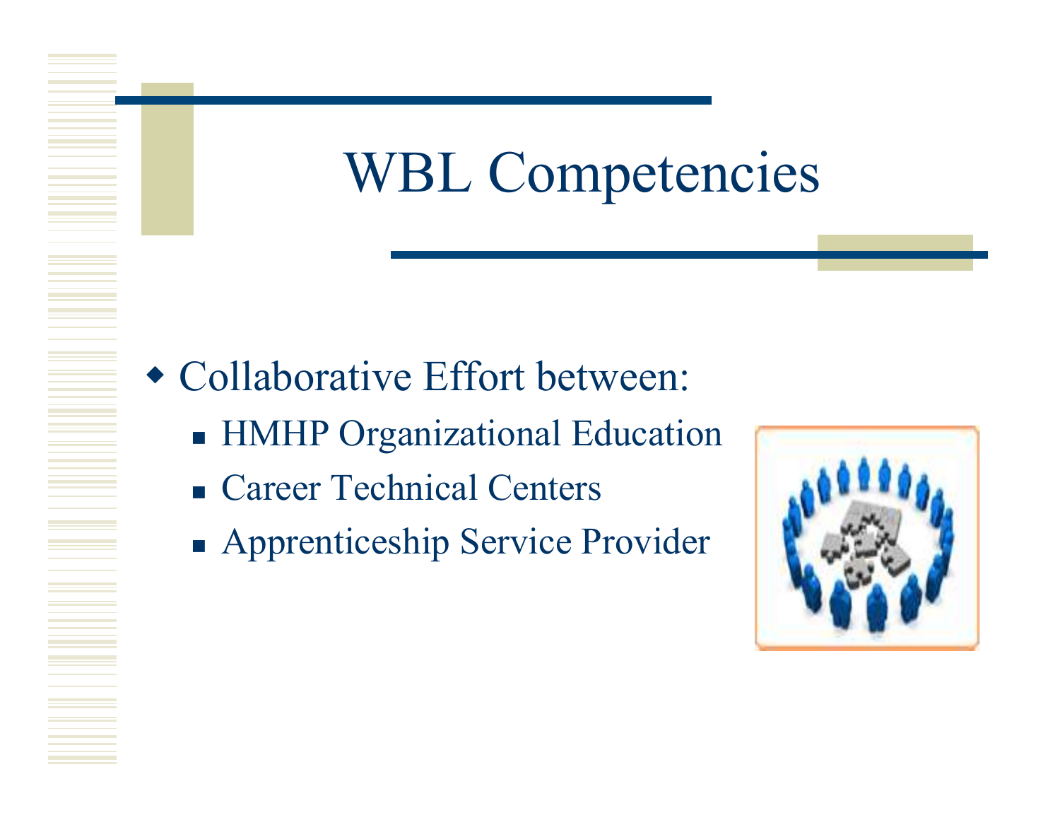# WBL Competencies

- Collaborative Effort between:
  - HMHP Organizational Education
  - Career Technical Centers
  - Apprenticeship Service Provider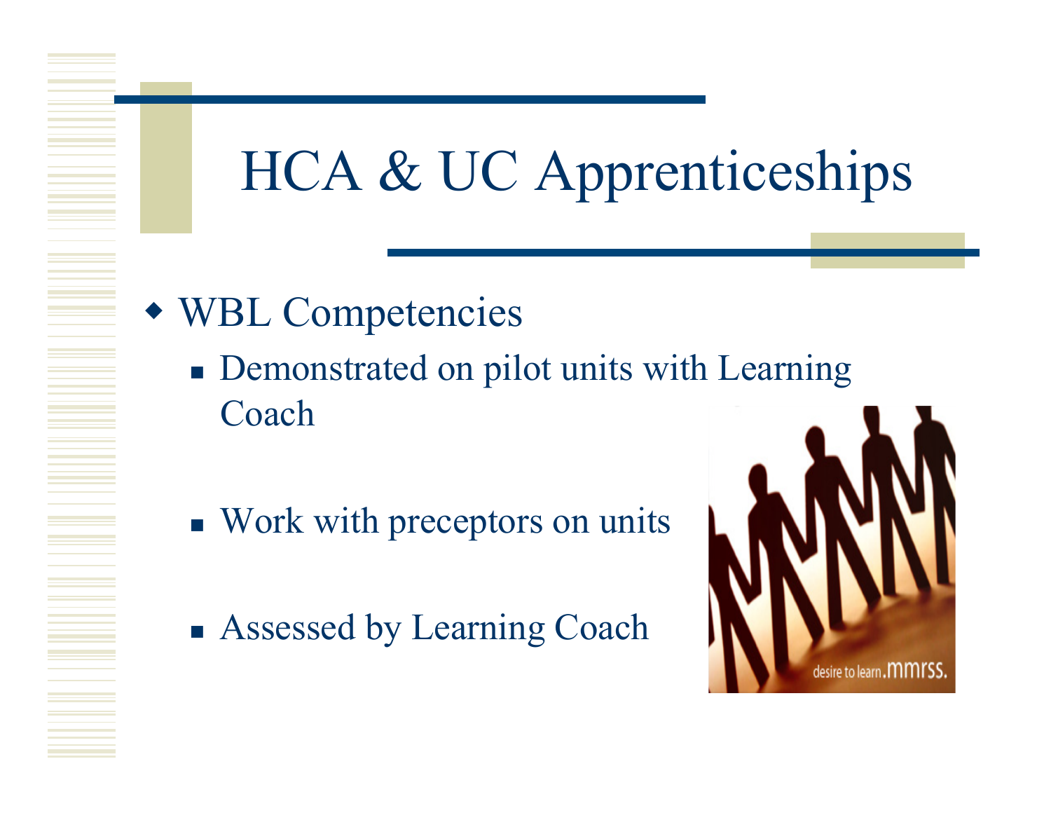# HCA & UC Apprenticeships

- WBL Competencies
  - Demonstrated on pilot units with Learning Coach
  - Work with preceptors on units
  - Assessed by Learning Coach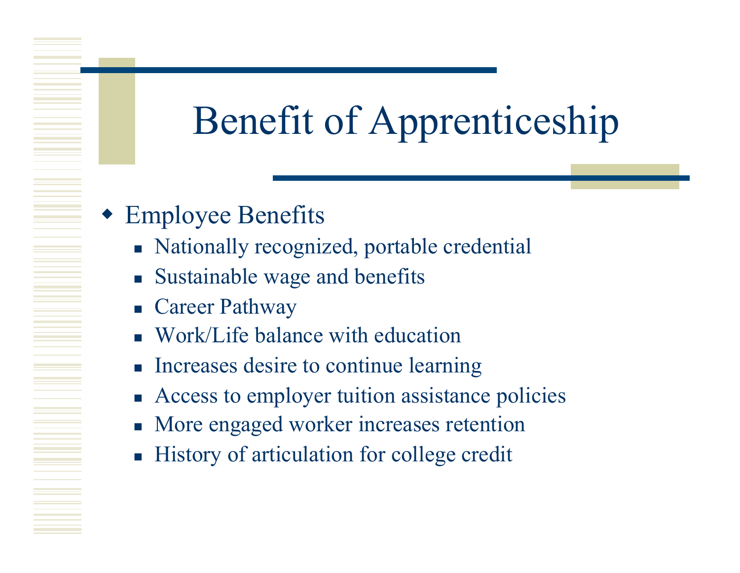# Benefit of Apprenticeship

- Employee Benefits
  - Nationally recognized, portable credential
  - Sustainable wage and benefits
  - Career Pathway
  - Work/Life balance with education
  - Increases desire to continue learning
  - Access to employer tuition assistance policies
  - More engaged worker increases retention
  - History of articulation for college credit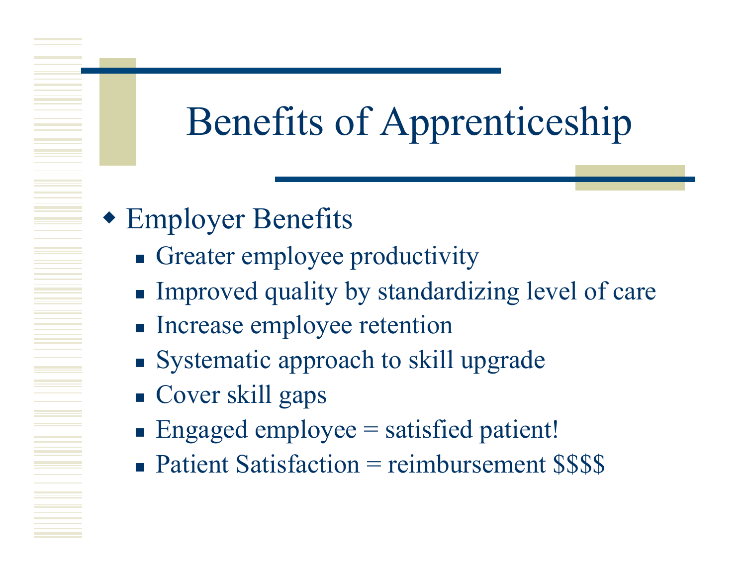# Benefits of Apprenticeship

- Employer Benefits
  - Greater employee productivity
  - Improved quality by standardizing level of care
  - Increase employee retention
  - Systematic approach to skill upgrade
  - Cover skill gaps
  - Engaged employee = satisfied patient!
  - Patient Satisfaction = reimbursement $$$$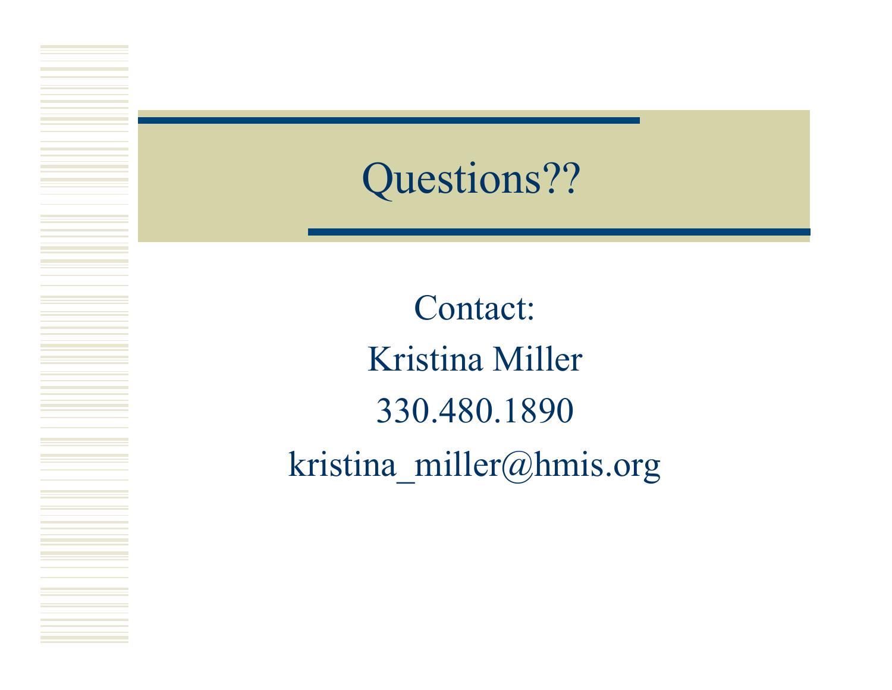# Questions??

Contact:

Kristina Miller

330.480.1890

kristina_miller@hmis.org